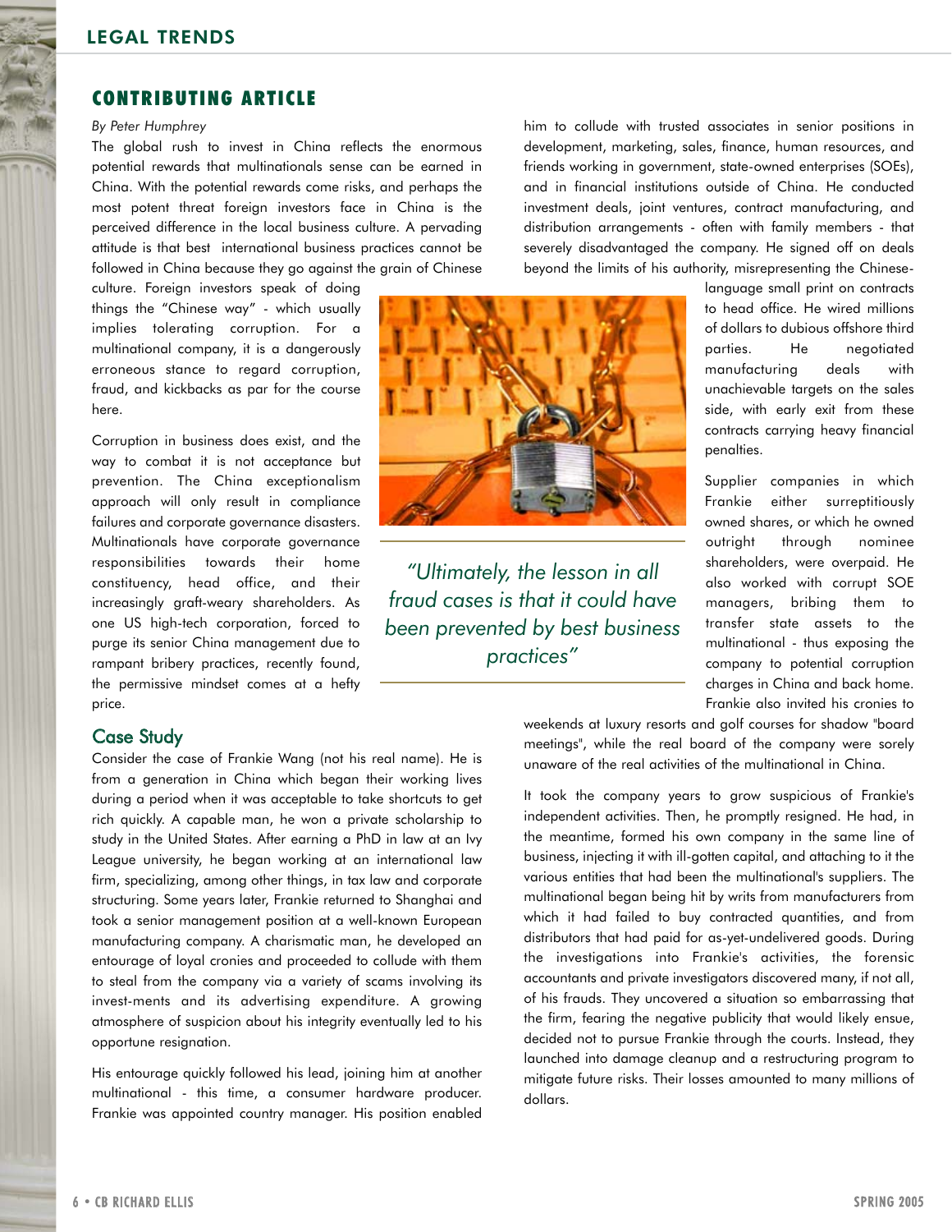## CONTRIBUTING ARTICLE

*By Peter Humphrey*

The global rush to invest in China reflects the enormous potential rewards that multinationals sense can be earned in China. With the potential rewards come risks, and perhaps the most potent threat foreign investors face in China is the perceived difference in the local business culture. A pervading attitude is that best international business practices cannot be followed in China because they go against the grain of Chinese culture. Foreign investors speak of doing things the "Chinese way" - which usually implies tolerating corruption. For a multinational company, it is a dangerously erroneous stance to regard corruption, fraud, and kickbacks as par for the course here.

Corruption in business does exist, and the way to combat it is not acceptance but prevention. The China exceptionalism approach will only result in compliance failures and corporate governance disasters. Multinationals have corporate governance responsibilities towards their home constituency, head office, and their increasingly graft-weary shareholders. As one US high-tech corporation, forced to purge its senior China management due to rampant bribery practices, recently found, the permissive mindset comes at a hefty price.

*"Ultimately, the lesson in all fraud cases is that it could have been prevented by best business practices"*

### Case Study

Consider the case of Frankie Wang (not his real name). He is from a generation in China which began their working lives during a period when it was acceptable to take shortcuts to get rich quickly. A capable man, he won a private scholarship to study in the United States. After earning a PhD in law at an Ivy League university, he began working at an international law firm, specializing, among other things, in tax law and corporate structuring. Some years later, Frankie returned to Shanghai and took a senior management position at a well-known European manufacturing company. A charismatic man, he developed an entourage of loyal cronies and proceeded to collude with them to steal from the company via a variety of scams involving its invest-ments and its advertising expenditure. A growing atmosphere of suspicion about his integrity eventually led to his opportune resignation.

His entourage quickly followed his lead, joining him at another multinational - this time, a consumer hardware producer. Frankie was appointed country manager. His position enabled him to collude with trusted associates in senior positions in development, marketing, sales, finance, human resources, and friends working in government, state-owned enterprises (SOEs), and in financial institutions outside of China. He conducted investment deals, joint ventures, contract manufacturing, and distribution arrangements - often with family members - that severely disadvantaged the company. He signed off on deals beyond the limits of his authority, misrepresenting the Chinese-language small print on contracts to head office. He wired millions of dollars to dubious offshore third parties. He negotiated manufacturing deals with unachievable targets on the sales side, with early exit from these contracts carrying heavy financial penalties.

Supplier companies in which Frankie either surreptitiously owned shares, or which he owned outright through nominee shareholders, were overpaid. He also worked with corrupt SOE managers, bribing them to transfer state assets to the multinational - thus exposing the company to potential corruption charges in China and back home. Frankie also invited his cronies to weekends at luxury resorts and golf courses for shadow "board meetings", while the real board of the company were sorely unaware of the real activities of the multinational in China.

It took the company years to grow suspicious of Frankie's independent activities. Then, he promptly resigned. He had, in the meantime, formed his own company in the same line of business, injecting it with ill-gotten capital, and attaching to it the various entities that had been the multinational's suppliers. The multinational began being hit by writs from manufacturers from which it had failed to buy contracted quantities, and from distributors that had paid for as-yet-undelivered goods. During the investigations into Frankie's activities, the forensic accountants and private investigators discovered many, if not all, of his frauds. They uncovered a situation so embarrassing that the firm, fearing the negative publicity that would likely ensue, decided not to pursue Frankie through the courts. Instead, they launched into damage cleanup and a restructuring program to mitigate future risks. Their losses amounted to many millions of dollars.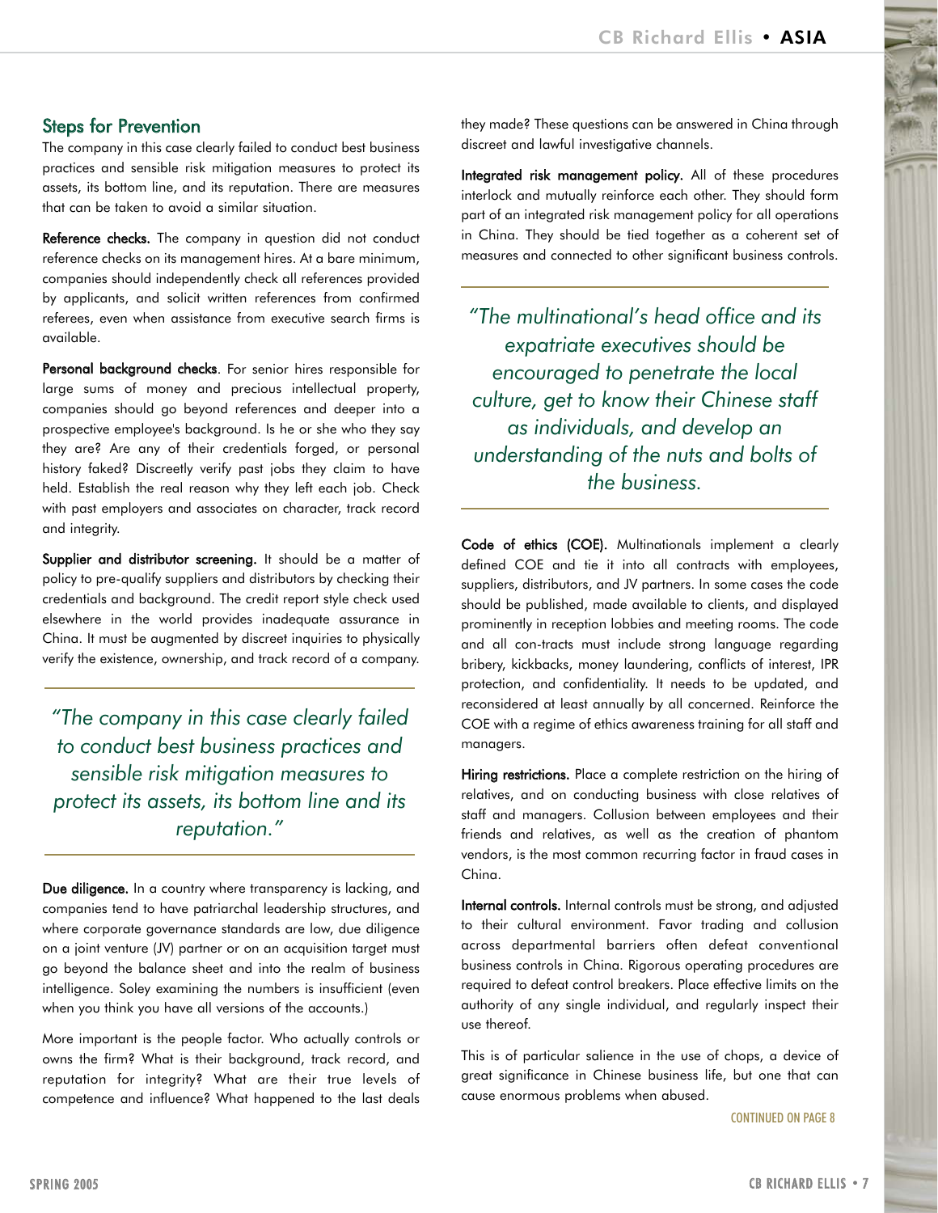## Steps for Prevention

The company in this case clearly failed to conduct best business practices and sensible risk mitigation measures to protect its assets, its bottom line, and its reputation. There are measures that can be taken to avoid a similar situation.

**Reference checks.** The company in question did not conduct reference checks on its management hires. At a bare minimum, companies should independently check all references provided by applicants, and solicit written references from confirmed referees, even when assistance from executive search firms is available.

**Personal background checks**. For senior hires responsible for large sums of money and precious intellectual property, companies should go beyond references and deeper into a prospective employee's background. Is he or she who they say they are? Are any of their credentials forged, or personal history faked? Discreetly verify past jobs they claim to have held. Establish the real reason why they left each job. Check with past employers and associates on character, track record and integrity.

**Supplier and distributor screening.** It should be a matter of policy to pre-qualify suppliers and distributors by checking their credentials and background. The credit report style check used elsewhere in the world provides inadequate assurance in China. It must be augmented by discreet inquiries to physically verify the existence, ownership, and track record of a company.

> *"The company in this case clearly failed to conduct best business practices and sensible risk mitigation measures to protect its assets, its bottom line and its reputation."*

**Due diligence.** In a country where transparency is lacking, and companies tend to have patriarchal leadership structures, and where corporate governance standards are low, due diligence on a joint venture (JV) partner or on an acquisition target must go beyond the balance sheet and into the realm of business intelligence. Soley examining the numbers is insufficient (even when you think you have all versions of the accounts.)

More important is the people factor. Who actually controls or owns the firm? What is their background, track record, and reputation for integrity? What are their true levels of competence and influence? What happened to the last deals they made? These questions can be answered in China through discreet and lawful investigative channels.

**Integrated risk management policy.** All of these procedures interlock and mutually reinforce each other. They should form part of an integrated risk management policy for all operations in China. They should be tied together as a coherent set of measures and connected to other significant business controls.

> *"The multinational's head office and its expatriate executives should be encouraged to penetrate the local culture, get to know their Chinese staff as individuals, and develop an understanding of the nuts and bolts of the business.*

**Code of ethics (COE).** Multinationals implement a clearly defined COE and tie it into all contracts with employees, suppliers, distributors, and JV partners. In some cases the code should be published, made available to clients, and displayed prominently in reception lobbies and meeting rooms. The code and all con-tracts must include strong language regarding bribery, kickbacks, money laundering, conflicts of interest, IPR protection, and confidentiality. It needs to be updated, and reconsidered at least annually by all concerned. Reinforce the COE with a regime of ethics awareness training for all staff and managers.

**Hiring restrictions.** Place a complete restriction on the hiring of relatives, and on conducting business with close relatives of staff and managers. Collusion between employees and their friends and relatives, as well as the creation of phantom vendors, is the most common recurring factor in fraud cases in China.

**Internal controls.** Internal controls must be strong, and adjusted to their cultural environment. Favor trading and collusion across departmental barriers often defeat conventional business controls in China. Rigorous operating procedures are required to defeat control breakers. Place effective limits on the authority of any single individual, and regularly inspect their use thereof.

This is of particular salience in the use of chops, a device of great significance in Chinese business life, but one that can cause enormous problems when abused.

CONTINUED ON PAGE 8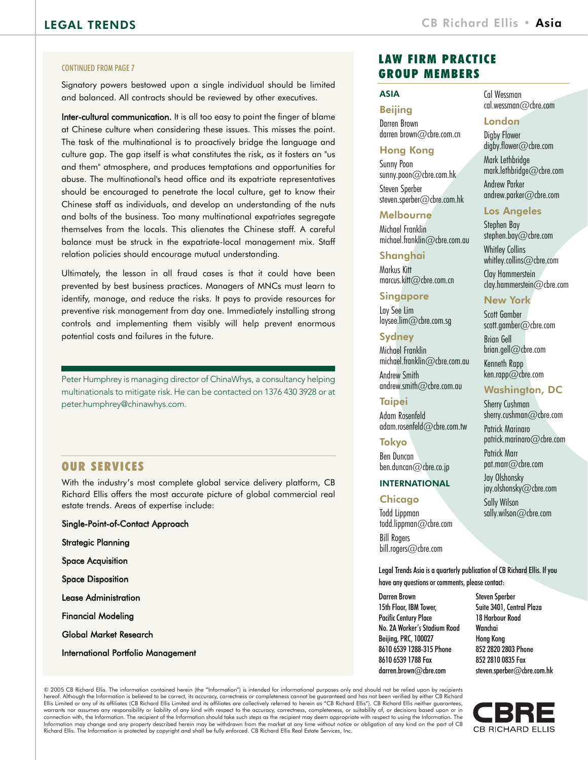CONTINUED FROM PAGE 7

Signatory powers bestowed upon a single individual should be limited and balanced. All contracts should be reviewed by other executives.

**Inter-cultural communication.** It is all too easy to point the finger of blame at Chinese culture when considering these issues. This misses the point. The task of the multinational is to proactively bridge the language and culture gap. The gap itself is what constitutes the risk, as it fosters an "us and them" atmosphere, and produces temptations and opportunities for abuse. The multinational's head office and its expatriate representatives should be encouraged to penetrate the local culture, get to know their Chinese staff as individuals, and develop an understanding of the nuts and bolts of the business. Too many multinational expatriates segregate themselves from the locals. This alienates the Chinese staff. A careful balance must be struck in the expatriate-local management mix. Staff relation policies should encourage mutual understanding.

Ultimately, the lesson in all fraud cases is that it could have been prevented by best business practices. Managers of MNCs must learn to identify, manage, and reduce the risks. It pays to provide resources for preventive risk management from day one. Immediately installing strong controls and implementing them visibly will help prevent enormous potential costs and failures in the future.

Peter Humphrey is managing director of ChinaWhys, a consultancy helping multinationals to mitigate risk. He can be contacted on 1376 430 3928 or at peter.humphrey@chinawhys.com.

## OUR SERVICES

With the industry's most complete global service delivery platform, CB Richard Ellis offers the most accurate picture of global commercial real estate trends. Areas of expertise include:

- Single-Point-of-Contact Approach
- Strategic Planning
- Space Acquisition
- Space Disposition
- Lease Administration
- Financial Modeling
- Global Market Research
- International Portfolio Management

## LAW FIRM PRACTICE GROUP MEMBERS

### ASIA

**Beijing**

Darren Brown
darren brown@cbre.com.cn

**Hong Kong**

Sunny Poon
sunny.poon@cbre.com.hk

Steven Sperber
steven.sperber@cbre.com.hk

**Melbourne**

Michael Franklin
michael.franklin@cbre.com.au

**Shanghai**

Markus Kitt
marcus.kitt@cbre.com.cn

**Singapore**

Lay See Lim
laysee.lim@cbre.com.sg

**Sydney**

Michael Franklin
michael.franklin@cbre.com.au

Andrew Smith
andrew.smith@cbre.com.au

**Taipei**

Adam Rosenfeld
adam.rosenfeld@cbre.com.tw

**Tokyo**

Ben Duncan
ben.duncan@cbre.co.jp

### INTERNATIONAL

**Chicago**

Todd Lippman
todd.lippman@cbre.com

Bill Rogers
bill.rogers@cbre.com

Cal Wessman
cal.wessman@cbre.com

**London**

Digby Flower
digby.flower@cbre.com

Mark Lethbridge
mark.lethbridge@cbre.com

Andrew Parker
andrew.parker@cbre.com

**Los Angeles**

Stephen Bay
stephen.bay@cbre.com

Whitley Collins
whitley.collins@cbre.com

Clay Hammerstein
clay.hammerstein@cbre.com

**New York**

Scott Gamber
scott.gamber@cbre.com

Brian Gell
brian.gell@cbre.com

Kenneth Rapp
ken.rapp@cbre.com

**Washington, DC**

Sherry Cushman
sherry.cushman@cbre.com

Patrick Marinaro
patrick.marinaro@cbre.com

Patrick Marr
pat.marr@cbre.com

Jay Olshonsky
jay.olshonsky@cbre.com

Sally Wilson
sally.wilson@cbre.com

Legal Trends Asia is a quarterly publication of CB Richard Ellis. If you have any questions or comments, please contact:

Darren Brown
15th Floor, IBM Tower,
Pacific Century Place
No. 2A Worker's Stadium Road
Beijing, PRC, 100027
8610 6539 1288-315 Phone
8610 6539 1788 Fax
darren.brown@cbre.com

Steven Sperber
Suite 3401, Central Plaza
18 Harbour Road
Wanchai
Hong Kong
852 2820 2803 Phone
852 2810 0835 Fax
steven.sperber@cbre.com.hk

© 2005 CB Richard Ellis. The information contained herein (the "Information") is intended for informational purposes only and should not be relied upon by recipients hereof. Although the Information is believed to be correct, its accuracy, correctness or completeness cannot be guaranteed and has not been verified by either CB Richard Ellis Limited or any of its affiliates (CB Richard Ellis Limited and its affiliates are collectively referred to herein as "CB Richard Ellis"). CB Richard Ellis neither guarantees, warrants nor assumes any responsibility or liability of any kind with respect to the accuracy, correctness, completeness, or suitability of, or decisions based upon or in connection with, the Information. The recipient of the Information should take such steps as the recipient may deem appropriate with respect to using the Information. The Information may change and any property described herein may be withdrawn from the market at any time without notice or obligation of any kind on the part of CB Richard Ellis. The Information is protected by copyright and shall be fully enforced. CB Richard Ellis Real Estate Services, Inc.

CBRE
CB RICHARD ELLIS